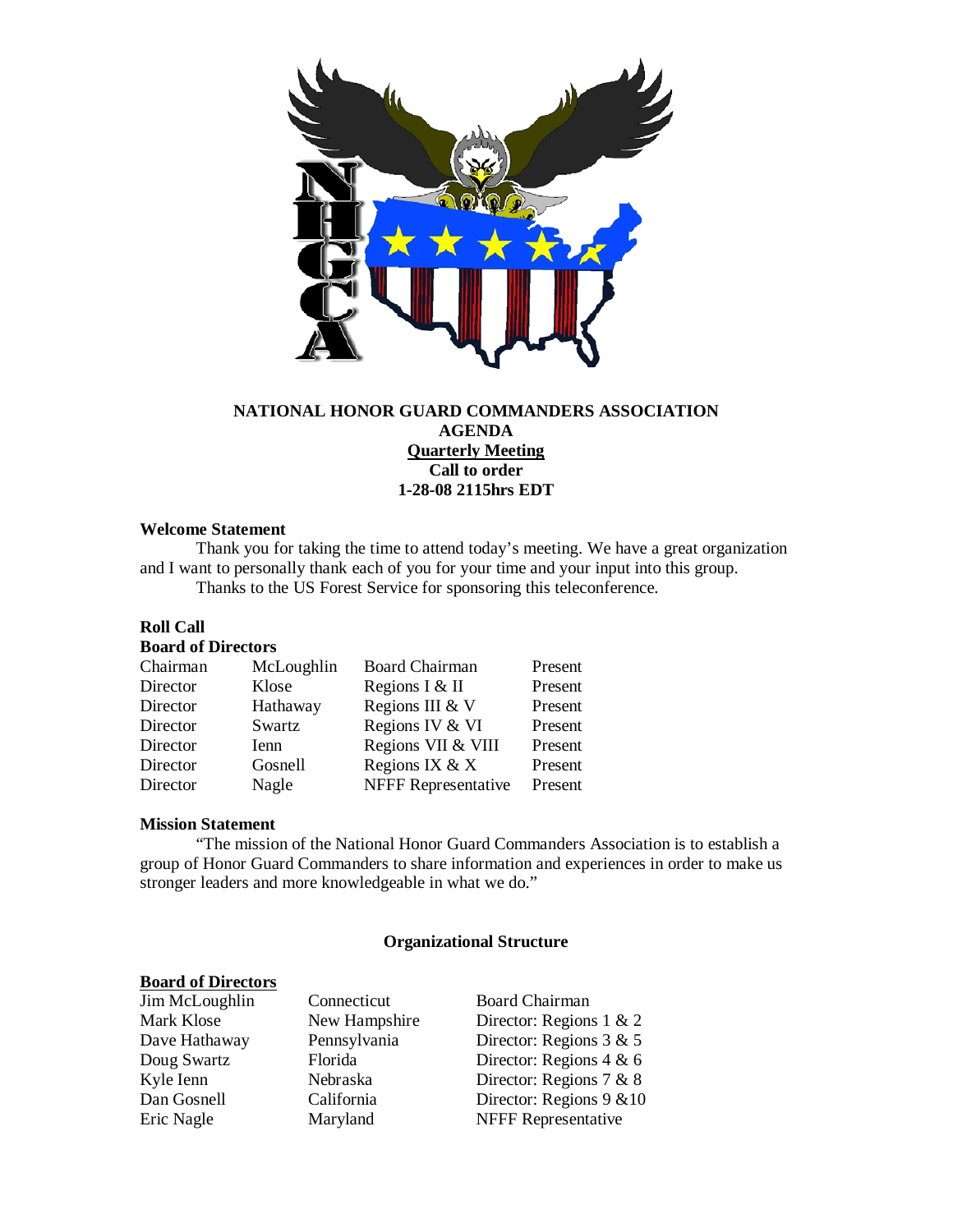# NATIONAL HONOR GUARD COMMANDERS ASSOCIATION
## AGENDA
## Quarterly Meeting
## Call to order
## 1-28-08 2115hrs EDT

**Welcome Statement**

Thank you for taking the time to attend today's meeting. We have a great organization and I want to personally thank each of you for your time and your input into this group.

Thanks to the US Forest Service for sponsoring this teleconference.

**Roll Call**

**Board of Directors**

| | | | |
|---|---|---|---|
| Chairman | McLoughlin | Board Chairman | Present |
| Director | Klose | Regions I & II | Present |
| Director | Hathaway | Regions III & V | Present |
| Director | Swartz | Regions IV & VI | Present |
| Director | Ienn | Regions VII & VIII | Present |
| Director | Gosnell | Regions IX & X | Present |
| Director | Nagle | NFFF Representative | Present |

**Mission Statement**

"The mission of the National Honor Guard Commanders Association is to establish a group of Honor Guard Commanders to share information and experiences in order to make us stronger leaders and more knowledgeable in what we do."

**Organizational Structure**

**Board of Directors**

| | | |
|---|---|---|
| Jim McLoughlin | Connecticut | Board Chairman |
| Mark Klose | New Hampshire | Director: Regions 1 & 2 |
| Dave Hathaway | Pennsylvania | Director: Regions 3 & 5 |
| Doug Swartz | Florida | Director: Regions 4 & 6 |
| Kyle Ienn | Nebraska | Director: Regions 7 & 8 |
| Dan Gosnell | California | Director: Regions 9 &10 |
| Eric Nagle | Maryland | NFFF Representative |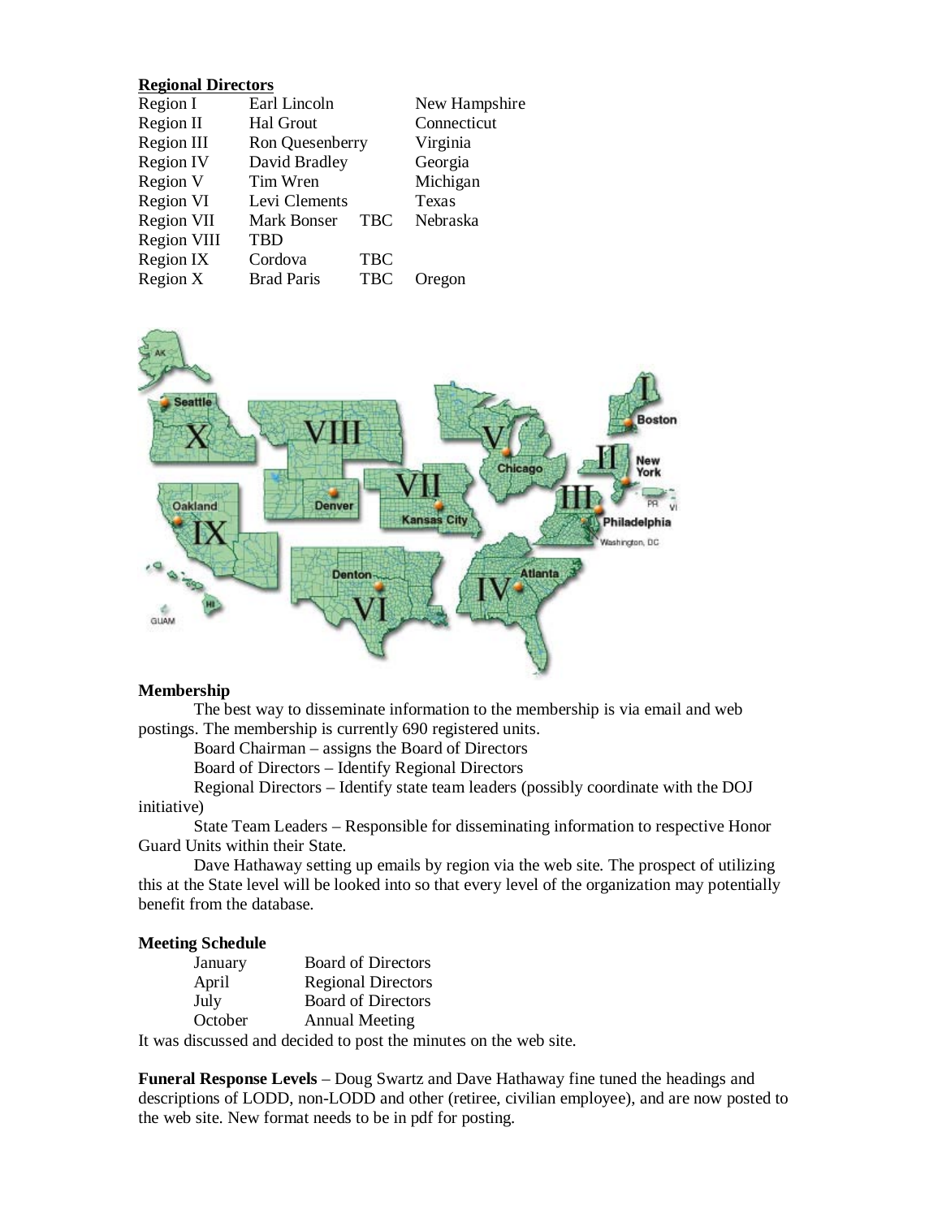**Regional Directors**

| Region I | Earl Lincoln | | New Hampshire |
|---|---|---|---|
| Region II | Hal Grout | | Connecticut |
| Region III | Ron Quesenberry | | Virginia |
| Region IV | David Bradley | | Georgia |
| Region V | Tim Wren | | Michigan |
| Region VI | Levi Clements | | Texas |
| Region VII | Mark Bonser | TBC | Nebraska |
| Region VIII | TBD | | |
| Region IX | Cordova | TBC | |
| Region X | Brad Paris | TBC | Oregon |

**Membership**

The best way to disseminate information to the membership is via email and web postings. The membership is currently 690 registered units.

Board Chairman – assigns the Board of Directors

Board of Directors – Identify Regional Directors

Regional Directors – Identify state team leaders (possibly coordinate with the DOJ initiative)

State Team Leaders – Responsible for disseminating information to respective Honor Guard Units within their State.

Dave Hathaway setting up emails by region via the web site. The prospect of utilizing this at the State level will be looked into so that every level of the organization may potentially benefit from the database.

**Meeting Schedule**

| January | Board of Directors |
|---|---|
| April | Regional Directors |
| July | Board of Directors |
| October | Annual Meeting |

It was discussed and decided to post the minutes on the web site.

**Funeral Response Levels** – Doug Swartz and Dave Hathaway fine tuned the headings and descriptions of LODD, non-LODD and other (retiree, civilian employee), and are now posted to the web site. New format needs to be in pdf for posting.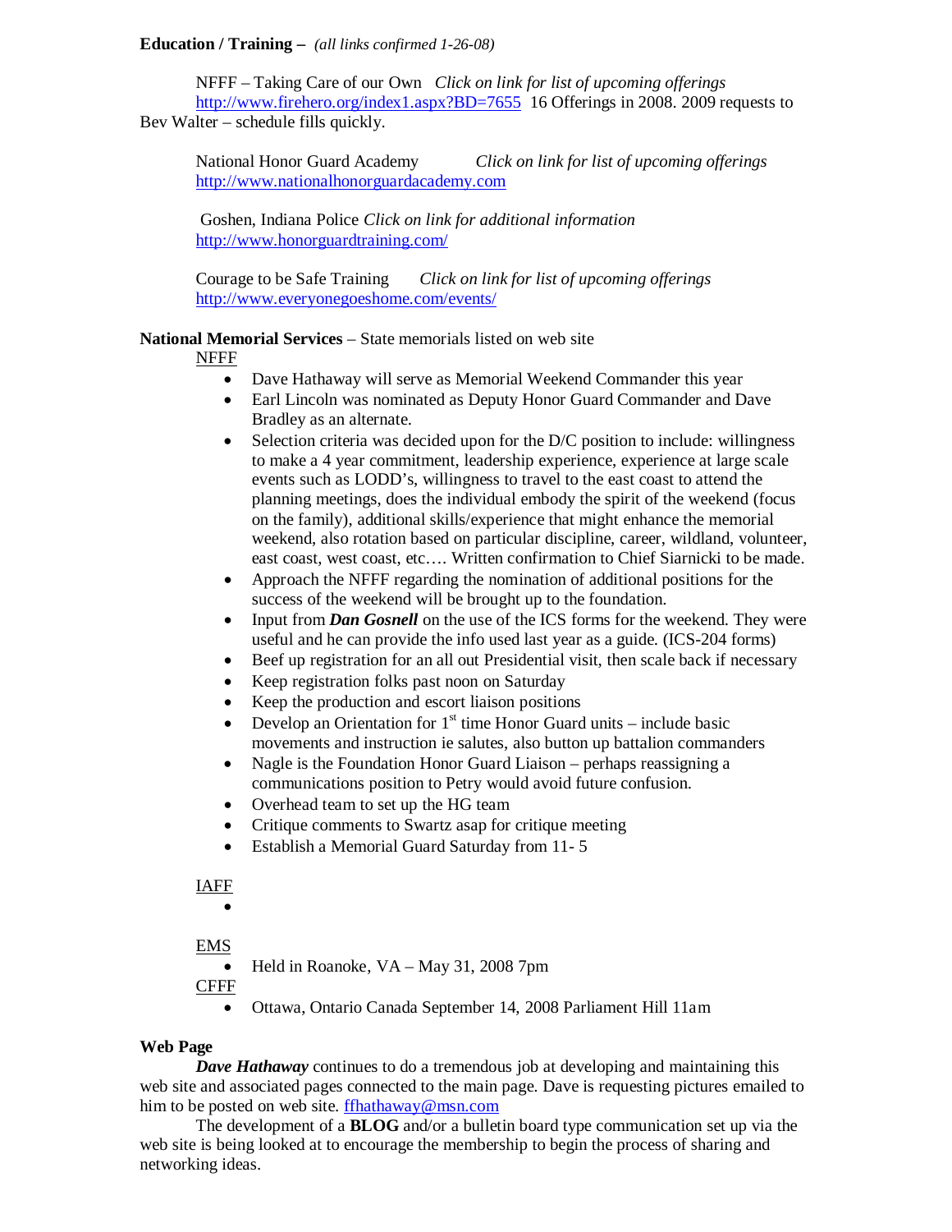**Education / Training –** *(all links confirmed 1-26-08)*

NFFF – Taking Care of our Own *Click on link for list of upcoming offerings*
http://www.firehero.org/index1.aspx?BD=7655 16 Offerings in 2008. 2009 requests to Bev Walter – schedule fills quickly.

National Honor Guard Academy *Click on link for list of upcoming offerings*
http://www.nationalhonorguardacademy.com

Goshen, Indiana Police *Click on link for additional information*
http://www.honorguardtraining.com/

Courage to be Safe Training *Click on link for list of upcoming offerings*
http://www.everyonegoeshome.com/events/

**National Memorial Services** – State memorials listed on web site

NFFF

- Dave Hathaway will serve as Memorial Weekend Commander this year
- Earl Lincoln was nominated as Deputy Honor Guard Commander and Dave Bradley as an alternate.
- Selection criteria was decided upon for the D/C position to include: willingness to make a 4 year commitment, leadership experience, experience at large scale events such as LODD's, willingness to travel to the east coast to attend the planning meetings, does the individual embody the spirit of the weekend (focus on the family), additional skills/experience that might enhance the memorial weekend, also rotation based on particular discipline, career, wildland, volunteer, east coast, west coast, etc…. Written confirmation to Chief Siarnicki to be made.
- Approach the NFFF regarding the nomination of additional positions for the success of the weekend will be brought up to the foundation.
- Input from ***Dan Gosnell*** on the use of the ICS forms for the weekend. They were useful and he can provide the info used last year as a guide. (ICS-204 forms)
- Beef up registration for an all out Presidential visit, then scale back if necessary
- Keep registration folks past noon on Saturday
- Keep the production and escort liaison positions
- Develop an Orientation for 1st time Honor Guard units – include basic movements and instruction ie salutes, also button up battalion commanders
- Nagle is the Foundation Honor Guard Liaison – perhaps reassigning a communications position to Petry would avoid future confusion.
- Overhead team to set up the HG team
- Critique comments to Swartz asap for critique meeting
- Establish a Memorial Guard Saturday from 11- 5

IAFF

- 

EMS

- Held in Roanoke, VA – May 31, 2008 7pm

CFFF

- Ottawa, Ontario Canada September 14, 2008 Parliament Hill 11am

**Web Page**

***Dave Hathaway*** continues to do a tremendous job at developing and maintaining this web site and associated pages connected to the main page. Dave is requesting pictures emailed to him to be posted on web site. ffhathaway@msn.com

The development of a **BLOG** and/or a bulletin board type communication set up via the web site is being looked at to encourage the membership to begin the process of sharing and networking ideas.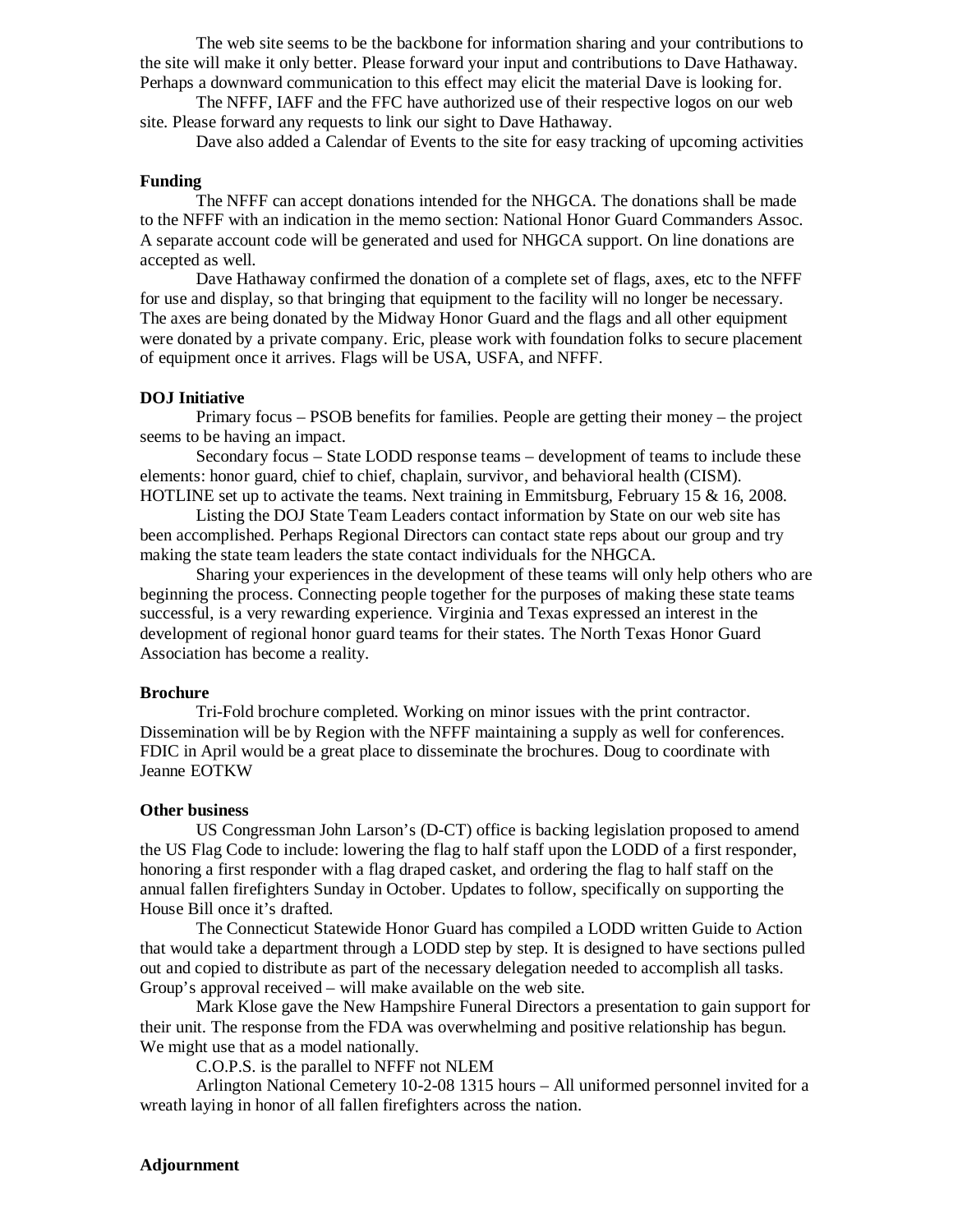The web site seems to be the backbone for information sharing and your contributions to the site will make it only better. Please forward your input and contributions to Dave Hathaway. Perhaps a downward communication to this effect may elicit the material Dave is looking for.

The NFFF, IAFF and the FFC have authorized use of their respective logos on our web site. Please forward any requests to link our sight to Dave Hathaway.

Dave also added a Calendar of Events to the site for easy tracking of upcoming activities

**Funding**

The NFFF can accept donations intended for the NHGCA. The donations shall be made to the NFFF with an indication in the memo section: National Honor Guard Commanders Assoc. A separate account code will be generated and used for NHGCA support. On line donations are accepted as well.

Dave Hathaway confirmed the donation of a complete set of flags, axes, etc to the NFFF for use and display, so that bringing that equipment to the facility will no longer be necessary. The axes are being donated by the Midway Honor Guard and the flags and all other equipment were donated by a private company. Eric, please work with foundation folks to secure placement of equipment once it arrives. Flags will be USA, USFA, and NFFF.

**DOJ Initiative**

Primary focus – PSOB benefits for families. People are getting their money – the project seems to be having an impact.

Secondary focus – State LODD response teams – development of teams to include these elements: honor guard, chief to chief, chaplain, survivor, and behavioral health (CISM). HOTLINE set up to activate the teams. Next training in Emmitsburg, February 15 & 16, 2008.

Listing the DOJ State Team Leaders contact information by State on our web site has been accomplished. Perhaps Regional Directors can contact state reps about our group and try making the state team leaders the state contact individuals for the NHGCA.

Sharing your experiences in the development of these teams will only help others who are beginning the process. Connecting people together for the purposes of making these state teams successful, is a very rewarding experience. Virginia and Texas expressed an interest in the development of regional honor guard teams for their states. The North Texas Honor Guard Association has become a reality.

**Brochure**

Tri-Fold brochure completed. Working on minor issues with the print contractor. Dissemination will be by Region with the NFFF maintaining a supply as well for conferences. FDIC in April would be a great place to disseminate the brochures. Doug to coordinate with Jeanne EOTKW

**Other business**

US Congressman John Larson's (D-CT) office is backing legislation proposed to amend the US Flag Code to include: lowering the flag to half staff upon the LODD of a first responder, honoring a first responder with a flag draped casket, and ordering the flag to half staff on the annual fallen firefighters Sunday in October. Updates to follow, specifically on supporting the House Bill once it's drafted.

The Connecticut Statewide Honor Guard has compiled a LODD written Guide to Action that would take a department through a LODD step by step. It is designed to have sections pulled out and copied to distribute as part of the necessary delegation needed to accomplish all tasks. Group's approval received – will make available on the web site.

Mark Klose gave the New Hampshire Funeral Directors a presentation to gain support for their unit. The response from the FDA was overwhelming and positive relationship has begun. We might use that as a model nationally.

C.O.P.S. is the parallel to NFFF not NLEM

Arlington National Cemetery 10-2-08 1315 hours – All uniformed personnel invited for a wreath laying in honor of all fallen firefighters across the nation.

**Adjournment**